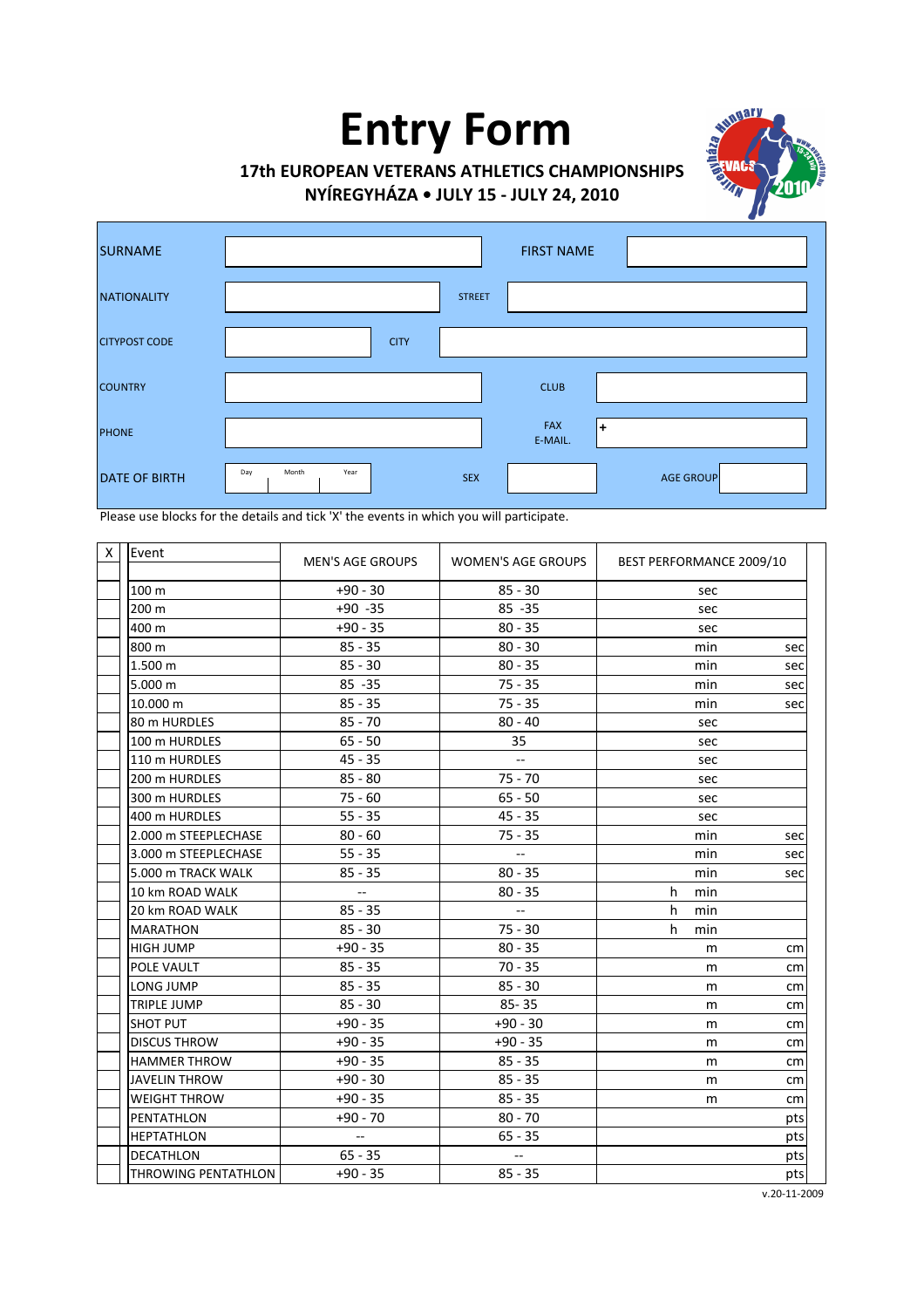# Entry Form

### 17th EUROPEAN VETERANS ATHLETICS CHAMPIONSHIPS
### NYÍREGYHÁZA • JULY 15 - JULY 24, 2010

| | | | |
|---|---|---|---|
| SURNAME | | FIRST NAME | |
| NATIONALITY | | STREET | |
| CITYPOST CODE | | CITY | |
| COUNTRY | | CLUB | |
| PHONE | | FAX E-MAIL. | + |
| DATE OF BIRTH | Day Month Year | SEX | AGE GROUP |

Please use blocks for the details and tick 'X' the events in which you will participate.

| X | Event | MEN'S AGE GROUPS | WOMEN'S AGE GROUPS | BEST PERFORMANCE 2009/10 | |
|---|---|---|---|---|---|
| | 100 m | +90 - 30 | 85 - 30 | sec | |
| | 200 m | +90 -35 | 85 -35 | sec | |
| | 400 m | +90 - 35 | 80 - 35 | sec | |
| | 800 m | 85 - 35 | 80 - 30 | min | sec |
| | 1.500 m | 85 - 30 | 80 - 35 | min | sec |
| | 5.000 m | 85 -35 | 75 - 35 | min | sec |
| | 10.000 m | 85 - 35 | 75 - 35 | min | sec |
| | 80 m HURDLES | 85 - 70 | 80 - 40 | sec | |
| | 100 m HURDLES | 65 - 50 | 35 | sec | |
| | 110 m HURDLES | 45 - 35 | -- | sec | |
| | 200 m HURDLES | 85 - 80 | 75 - 70 | sec | |
| | 300 m HURDLES | 75 - 60 | 65 - 50 | sec | |
| | 400 m HURDLES | 55 - 35 | 45 - 35 | sec | |
| | 2.000 m STEEPLECHASE | 80 - 60 | 75 - 35 | min | sec |
| | 3.000 m STEEPLECHASE | 55 - 35 | -- | min | sec |
| | 5.000 m TRACK WALK | 85 - 35 | 80 - 35 | min | sec |
| | 10 km ROAD WALK | -- | 80 - 35 | h min | |
| | 20 km ROAD WALK | 85 - 35 | -- | h min | |
| | MARATHON | 85 - 30 | 75 - 30 | h min | |
| | HIGH JUMP | +90 - 35 | 80 - 35 | m | cm |
| | POLE VAULT | 85 - 35 | 70 - 35 | m | cm |
| | LONG JUMP | 85 - 35 | 85 - 30 | m | cm |
| | TRIPLE JUMP | 85 - 30 | 85- 35 | m | cm |
| | SHOT PUT | +90 - 35 | +90 - 30 | m | cm |
| | DISCUS THROW | +90 - 35 | +90 - 35 | m | cm |
| | HAMMER THROW | +90 - 35 | 85 - 35 | m | cm |
| | JAVELIN THROW | +90 - 30 | 85 - 35 | m | cm |
| | WEIGHT THROW | +90 - 35 | 85 - 35 | m | cm |
| | PENTATHLON | +90 - 70 | 80 - 70 | | pts |
| | HEPTATHLON | -- | 65 - 35 | | pts |
| | DECATHLON | 65 - 35 | -- | | pts |
| | THROWING PENTATHLON | +90 - 35 | 85 - 35 | | pts |

v.20-11-2009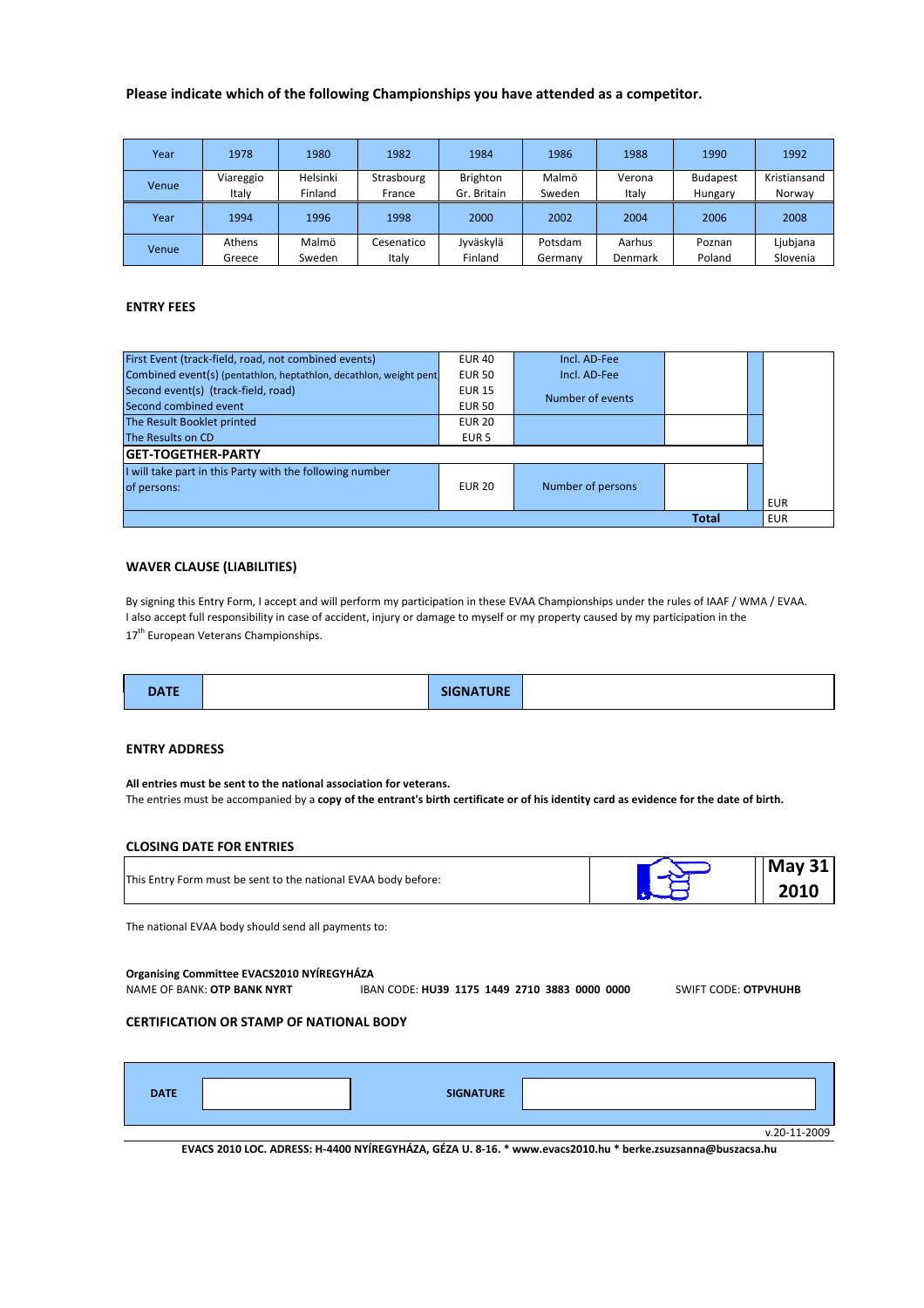**Please indicate which of the following Championships you have attended as a competitor.**

| Year | 1978 | 1980 | 1982 | 1984 | 1986 | 1988 | 1990 | 1992 |
|---|---|---|---|---|---|---|---|---|
| Venue | Viareggio Italy | Helsinki Finland | Strasbourg France | Brighton Gr. Britain | Malmö Sweden | Verona Italy | Budapest Hungary | Kristiansand Norway |
| Year | 1994 | 1996 | 1998 | 2000 | 2002 | 2004 | 2006 | 2008 |
| Venue | Athens Greece | Malmö Sweden | Cesenatico Italy | Jyväskylä Finland | Potsdam Germany | Aarhus Denmark | Poznan Poland | Ljubjana Slovenia |

### ENTRY FEES

| | | | | | |
|---|---|---|---|---|---|
| First Event (track-field, road, not combined events) | EUR 40 | Incl. AD-Fee | | | |
| Combined event(s) (pentathlon, heptathlon, decathlon, weight pent | EUR 50 | Incl. AD-Fee | | | |
| Second event(s) (track-field, road) | EUR 15 | Number of events | | | |
| Second combined event | EUR 50 | | | | |
| The Result Booklet printed | EUR 20 | | | | |
| The Results on CD | EUR 5 | | | | |
| **GET-TOGETHER-PARTY** | | | | | |
| I will take part in this Party with the following number of persons: | EUR 20 | Number of persons | | | EUR |
| | | | **Total** | | EUR |

### WAVER CLAUSE (LIABILITIES)

By signing this Entry Form, I accept and will perform my participation in these EVAA Championships under the rules of IAAF / WMA / EVAA.
I also accept full responsibility in case of accident, injury or damage to myself or my property caused by my participation in the 17th European Veterans Championships.

| **DATE** | | **SIGNATURE** | |
|---|---|---|---|

### ENTRY ADDRESS

**All entries must be sent to the national association for veterans.**
The entries must be accompanied by a **copy of the entrant's birth certificate or of his identity card as evidence for the date of birth.**

### CLOSING DATE FOR ENTRIES

| | | |
|---|---|---|
| This Entry Form must be sent to the national EVAA body before: | | **May 31 2010** |

The national EVAA body should send all payments to:

**Organising Committee EVACS2010 NYÍREGYHÁZA**
NAME OF BANK: **OTP BANK NYRT** IBAN CODE: **HU39 1175 1449 2710 3883 0000 0000** SWIFT CODE: **OTPVHUHB**

### CERTIFICATION OR STAMP OF NATIONAL BODY

| **DATE** | | **SIGNATURE** | |
|---|---|---|---|

v.20-11-2009

**EVACS 2010 LOC. ADRESS: H-4400 NYÍREGYHÁZA, GÉZA U. 8-16. * www.evacs2010.hu * berke.zsuzsanna@buszacsa.hu**